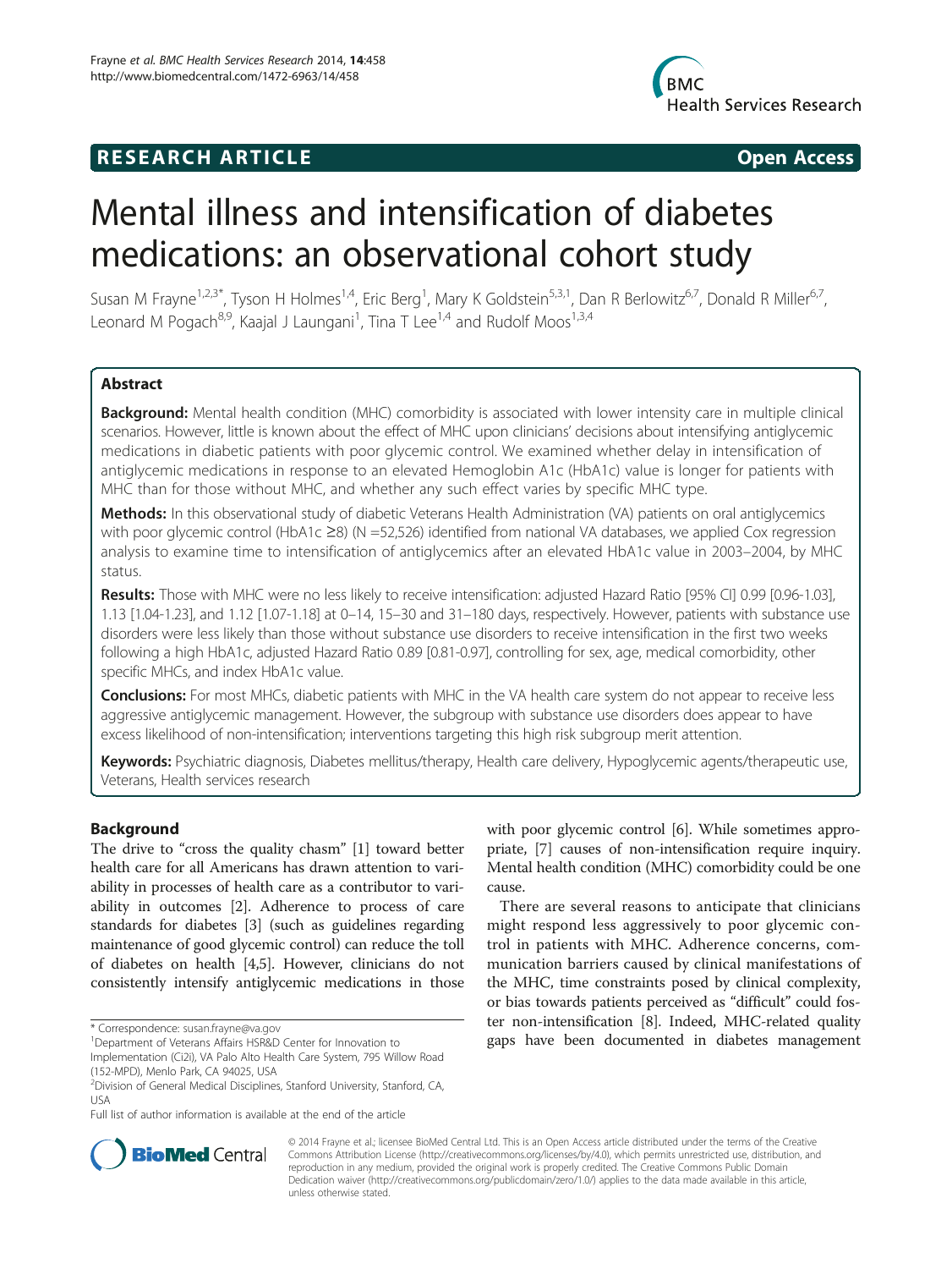**RESEARCH ARTICLE** **Open Access**

# Mental illness and intensification of diabetes medications: an observational cohort study

Susan M Frayne[1,2,3*], Tyson H Holmes[1,4], Eric Berg[1], Mary K Goldstein[5,3,1], Dan R Berlowitz[6,7], Donald R Miller[6,7], Leonard M Pogach[8,9], Kaajal J Laungani[1], Tina T Lee[1,4] and Rudolf Moos[1,3,4]

## Abstract

**Background:** Mental health condition (MHC) comorbidity is associated with lower intensity care in multiple clinical scenarios. However, little is known about the effect of MHC upon clinicians' decisions about intensifying antiglycemic medications in diabetic patients with poor glycemic control. We examined whether delay in intensification of antiglycemic medications in response to an elevated Hemoglobin A1c (HbA1c) value is longer for patients with MHC than for those without MHC, and whether any such effect varies by specific MHC type.

**Methods:** In this observational study of diabetic Veterans Health Administration (VA) patients on oral antiglycemics with poor glycemic control (HbA1c ≥8) (N =52,526) identified from national VA databases, we applied Cox regression analysis to examine time to intensification of antiglycemics after an elevated HbA1c value in 2003–2004, by MHC status.

**Results:** Those with MHC were no less likely to receive intensification: adjusted Hazard Ratio [95% CI] 0.99 [0.96-1.03], 1.13 [1.04-1.23], and 1.12 [1.07-1.18] at 0–14, 15–30 and 31–180 days, respectively. However, patients with substance use disorders were less likely than those without substance use disorders to receive intensification in the first two weeks following a high HbA1c, adjusted Hazard Ratio 0.89 [0.81-0.97], controlling for sex, age, medical comorbidity, other specific MHCs, and index HbA1c value.

**Conclusions:** For most MHCs, diabetic patients with MHC in the VA health care system do not appear to receive less aggressive antiglycemic management. However, the subgroup with substance use disorders does appear to have excess likelihood of non-intensification; interventions targeting this high risk subgroup merit attention.

**Keywords:** Psychiatric diagnosis, Diabetes mellitus/therapy, Health care delivery, Hypoglycemic agents/therapeutic use, Veterans, Health services research

## Background

The drive to "cross the quality chasm" [1] toward better health care for all Americans has drawn attention to variability in processes of health care as a contributor to variability in outcomes [2]. Adherence to process of care standards for diabetes [3] (such as guidelines regarding maintenance of good glycemic control) can reduce the toll of diabetes on health [4,5]. However, clinicians do not consistently intensify antiglycemic medications in those with poor glycemic control [6]. While sometimes appropriate, [7] causes of non-intensification require inquiry. Mental health condition (MHC) comorbidity could be one cause.

There are several reasons to anticipate that clinicians might respond less aggressively to poor glycemic control in patients with MHC. Adherence concerns, communication barriers caused by clinical manifestations of the MHC, time constraints posed by clinical complexity, or bias towards patients perceived as "difficult" could foster non-intensification [8]. Indeed, MHC-related quality gaps have been documented in diabetes management

\* Correspondence: susan.frayne@va.gov
[1]Department of Veterans Affairs HSR&D Center for Innovation to Implementation (Ci2i), VA Palo Alto Health Care System, 795 Willow Road (152-MPD), Menlo Park, CA 94025, USA
[2]Division of General Medical Disciplines, Stanford University, Stanford, CA, USA
Full list of author information is available at the end of the article

© 2014 Frayne et al.; licensee BioMed Central Ltd. This is an Open Access article distributed under the terms of the Creative Commons Attribution License (http://creativecommons.org/licenses/by/4.0), which permits unrestricted use, distribution, and reproduction in any medium, provided the original work is properly credited. The Creative Commons Public Domain Dedication waiver (http://creativecommons.org/publicdomain/zero/1.0/) applies to the data made available in this article, unless otherwise stated.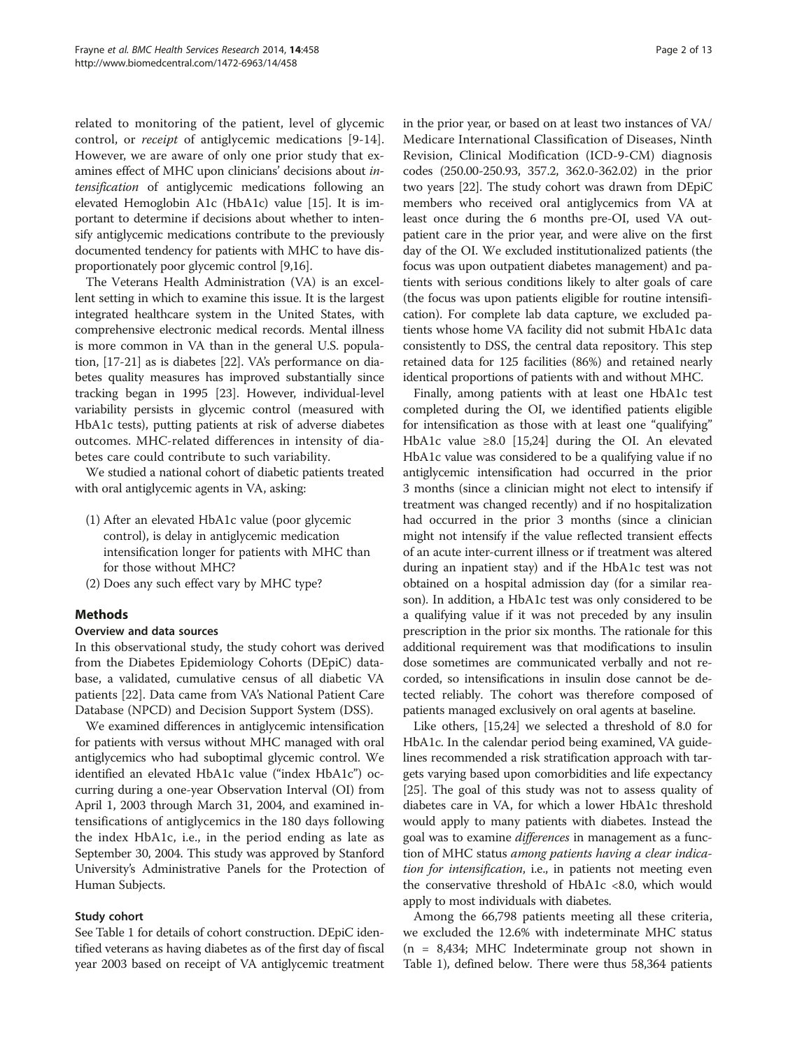related to monitoring of the patient, level of glycemic control, or *receipt* of antiglycemic medications [9-14]. However, we are aware of only one prior study that examines effect of MHC upon clinicians' decisions about *intensification* of antiglycemic medications following an elevated Hemoglobin A1c (HbA1c) value [15]. It is important to determine if decisions about whether to intensify antiglycemic medications contribute to the previously documented tendency for patients with MHC to have disproportionately poor glycemic control [9,16].

The Veterans Health Administration (VA) is an excellent setting in which to examine this issue. It is the largest integrated healthcare system in the United States, with comprehensive electronic medical records. Mental illness is more common in VA than in the general U.S. population, [17-21] as is diabetes [22]. VA's performance on diabetes quality measures has improved substantially since tracking began in 1995 [23]. However, individual-level variability persists in glycemic control (measured with HbA1c tests), putting patients at risk of adverse diabetes outcomes. MHC-related differences in intensity of diabetes care could contribute to such variability.

We studied a national cohort of diabetic patients treated with oral antiglycemic agents in VA, asking:

(1) After an elevated HbA1c value (poor glycemic control), is delay in antiglycemic medication intensification longer for patients with MHC than for those without MHC?
(2) Does any such effect vary by MHC type?

## Methods

### Overview and data sources

In this observational study, the study cohort was derived from the Diabetes Epidemiology Cohorts (DEpiC) database, a validated, cumulative census of all diabetic VA patients [22]. Data came from VA's National Patient Care Database (NPCD) and Decision Support System (DSS).

We examined differences in antiglycemic intensification for patients with versus without MHC managed with oral antiglycemics who had suboptimal glycemic control. We identified an elevated HbA1c value ("index HbA1c") occurring during a one-year Observation Interval (OI) from April 1, 2003 through March 31, 2004, and examined intensifications of antiglycemics in the 180 days following the index HbA1c, i.e., in the period ending as late as September 30, 2004. This study was approved by Stanford University's Administrative Panels for the Protection of Human Subjects.

### Study cohort

See Table 1 for details of cohort construction. DEpiC identified veterans as having diabetes as of the first day of fiscal year 2003 based on receipt of VA antiglycemic treatment in the prior year, or based on at least two instances of VA/Medicare International Classification of Diseases, Ninth Revision, Clinical Modification (ICD-9-CM) diagnosis codes (250.00-250.93, 357.2, 362.0-362.02) in the prior two years [22]. The study cohort was drawn from DEpiC members who received oral antiglycemics from VA at least once during the 6 months pre-OI, used VA outpatient care in the prior year, and were alive on the first day of the OI. We excluded institutionalized patients (the focus was upon outpatient diabetes management) and patients with serious conditions likely to alter goals of care (the focus was upon patients eligible for routine intensification). For complete lab data capture, we excluded patients whose home VA facility did not submit HbA1c data consistently to DSS, the central data repository. This step retained data for 125 facilities (86%) and retained nearly identical proportions of patients with and without MHC.

Finally, among patients with at least one HbA1c test completed during the OI, we identified patients eligible for intensification as those with at least one "qualifying" HbA1c value ≥8.0 [15,24] during the OI. An elevated HbA1c value was considered to be a qualifying value if no antiglycemic intensification had occurred in the prior 3 months (since a clinician might not elect to intensify if treatment was changed recently) and if no hospitalization had occurred in the prior 3 months (since a clinician might not intensify if the value reflected transient effects of an acute inter-current illness or if treatment was altered during an inpatient stay) and if the HbA1c test was not obtained on a hospital admission day (for a similar reason). In addition, a HbA1c test was only considered to be a qualifying value if it was not preceded by any insulin prescription in the prior six months. The rationale for this additional requirement was that modifications to insulin dose sometimes are communicated verbally and not recorded, so intensifications in insulin dose cannot be detected reliably. The cohort was therefore composed of patients managed exclusively on oral agents at baseline.

Like others, [15,24] we selected a threshold of 8.0 for HbA1c. In the calendar period being examined, VA guidelines recommended a risk stratification approach with targets varying based upon comorbidities and life expectancy [25]. The goal of this study was not to assess quality of diabetes care in VA, for which a lower HbA1c threshold would apply to many patients with diabetes. Instead the goal was to examine *differences* in management as a function of MHC status *among patients having a clear indication for intensification*, i.e., in patients not meeting even the conservative threshold of HbA1c <8.0, which would apply to most individuals with diabetes.

Among the 66,798 patients meeting all these criteria, we excluded the 12.6% with indeterminate MHC status (n = 8,434; MHC Indeterminate group not shown in Table 1), defined below. There were thus 58,364 patients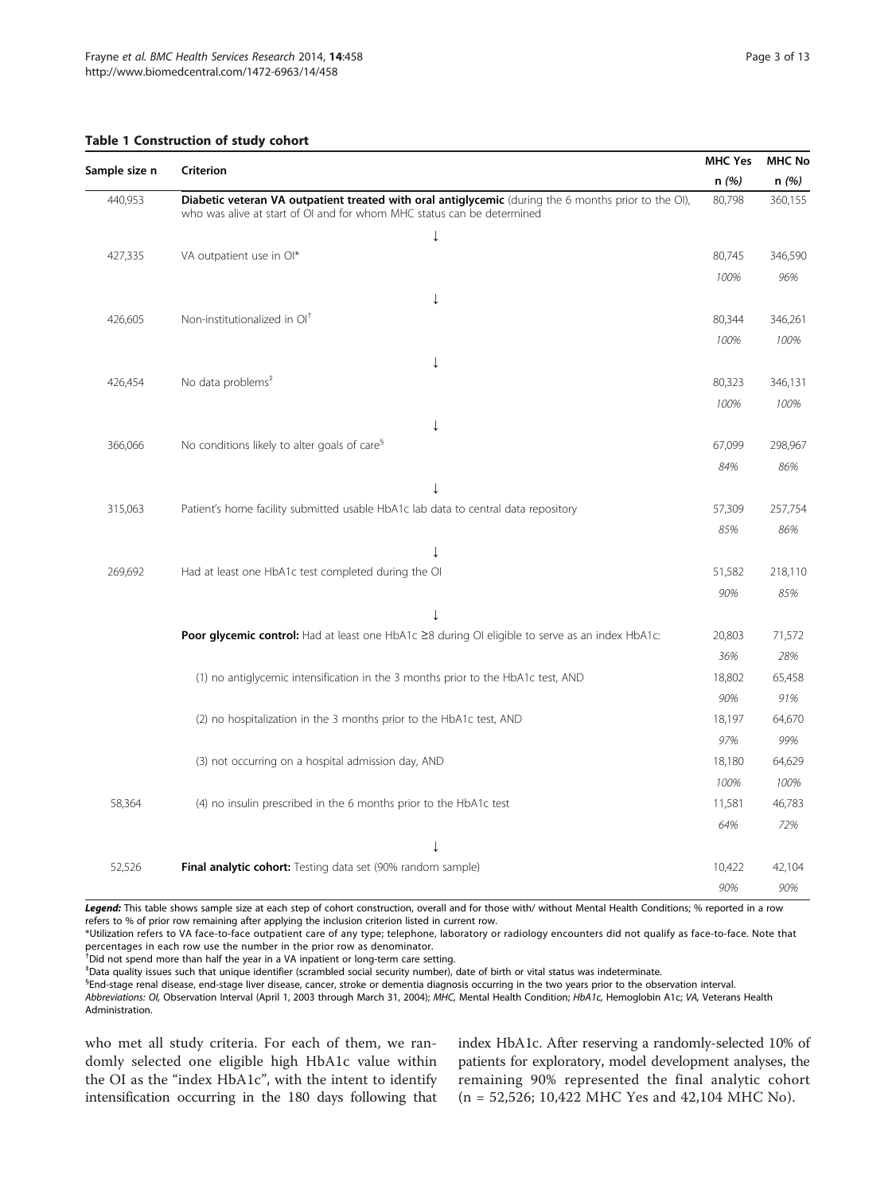**Table 1 Construction of study cohort**

| Sample size n | Criterion | MHC Yes n (%) | MHC No n (%) |
|---|---|---|---|
| 440,953 | **Diabetic veteran VA outpatient treated with oral antiglycemic** (during the 6 months prior to the OI), who was alive at start of OI and for whom MHC status can be determined | 80,798 | 360,155 |
| | ↓ | | |
| 427,335 | VA outpatient use in OI* | 80,745 | 346,590 |
| | | *100%* | *96%* |
| | ↓ | | |
| 426,605 | Non-institutionalized in OI[†] | 80,344 | 346,261 |
| | | *100%* | *100%* |
| | ↓ | | |
| 426,454 | No data problems[‡] | 80,323 | 346,131 |
| | | *100%* | *100%* |
| | ↓ | | |
| 366,066 | No conditions likely to alter goals of care[§] | 67,099 | 298,967 |
| | | *84%* | *86%* |
| | ↓ | | |
| 315,063 | Patient's home facility submitted usable HbA1c lab data to central data repository | 57,309 | 257,754 |
| | | *85%* | *86%* |
| | ↓ | | |
| 269,692 | Had at least one HbA1c test completed during the OI | 51,582 | 218,110 |
| | | *90%* | *85%* |
| | ↓ | | |
| | **Poor glycemic control:** Had at least one HbA1c ≥8 during OI eligible to serve as an index HbA1c: | 20,803 | 71,572 |
| | | *36%* | *28%* |
| | (1) no antiglycemic intensification in the 3 months prior to the HbA1c test, AND | 18,802 | 65,458 |
| | | *90%* | *91%* |
| | (2) no hospitalization in the 3 months prior to the HbA1c test, AND | 18,197 | 64,670 |
| | | *97%* | *99%* |
| | (3) not occurring on a hospital admission day, AND | 18,180 | 64,629 |
| | | *100%* | *100%* |
| 58,364 | (4) no insulin prescribed in the 6 months prior to the HbA1c test | 11,581 | 46,783 |
| | | *64%* | *72%* |
| | ↓ | | |
| 52,526 | **Final analytic cohort:** Testing data set (90% random sample) | 10,422 | 42,104 |
| | | *90%* | *90%* |

***Legend:*** This table shows sample size at each step of cohort construction, overall and for those with/ without Mental Health Conditions; % reported in a row refers to % of prior row remaining after applying the inclusion criterion listed in current row.

*Utilization refers to VA face-to-face outpatient care of any type; telephone, laboratory or radiology encounters did not qualify as face-to-face. Note that percentages in each row use the number in the prior row as denominator.

[†]Did not spend more than half the year in a VA inpatient or long-term care setting.

[‡]Data quality issues such that unique identifier (scrambled social security number), date of birth or vital status was indeterminate.

[§]End-stage renal disease, end-stage liver disease, cancer, stroke or dementia diagnosis occurring in the two years prior to the observation interval.

*Abbreviations: OI,* Observation Interval (April 1, 2003 through March 31, 2004); *MHC,* Mental Health Condition; *HbA1c,* Hemoglobin A1c; *VA,* Veterans Health Administration.

who met all study criteria. For each of them, we randomly selected one eligible high HbA1c value within the OI as the "index HbA1c", with the intent to identify intensification occurring in the 180 days following that index HbA1c. After reserving a randomly-selected 10% of patients for exploratory, model development analyses, the remaining 90% represented the final analytic cohort (n = 52,526; 10,422 MHC Yes and 42,104 MHC No).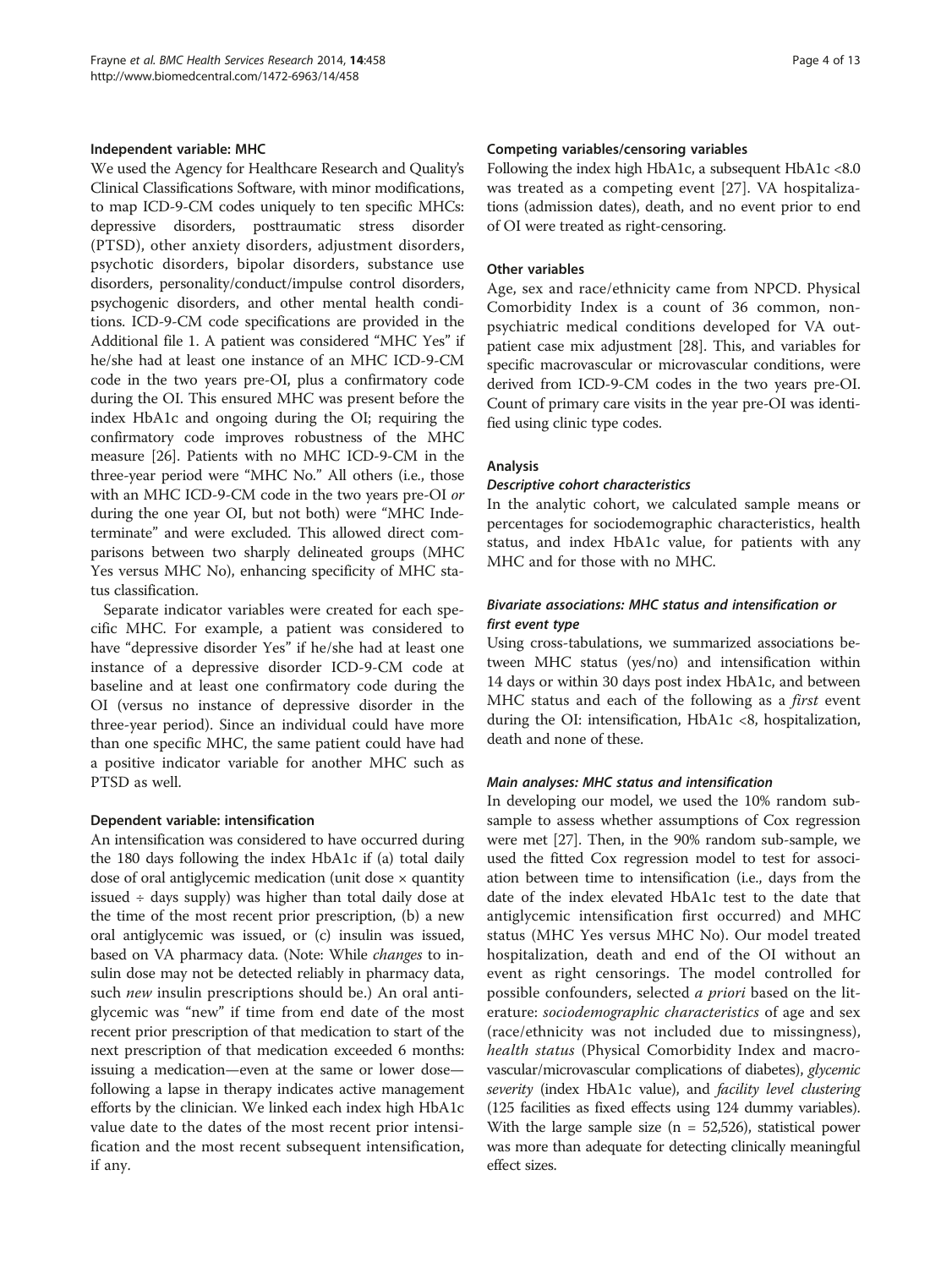### Independent variable: MHC

We used the Agency for Healthcare Research and Quality's Clinical Classifications Software, with minor modifications, to map ICD-9-CM codes uniquely to ten specific MHCs: depressive disorders, posttraumatic stress disorder (PTSD), other anxiety disorders, adjustment disorders, psychotic disorders, bipolar disorders, substance use disorders, personality/conduct/impulse control disorders, psychogenic disorders, and other mental health conditions. ICD-9-CM code specifications are provided in the Additional file 1. A patient was considered "MHC Yes" if he/she had at least one instance of an MHC ICD-9-CM code in the two years pre-OI, plus a confirmatory code during the OI. This ensured MHC was present before the index HbA1c and ongoing during the OI; requiring the confirmatory code improves robustness of the MHC measure [26]. Patients with no MHC ICD-9-CM in the three-year period were "MHC No." All others (i.e., those with an MHC ICD-9-CM code in the two years pre-OI *or* during the one year OI, but not both) were "MHC Indeterminate" and were excluded. This allowed direct comparisons between two sharply delineated groups (MHC Yes versus MHC No), enhancing specificity of MHC status classification.

Separate indicator variables were created for each specific MHC. For example, a patient was considered to have "depressive disorder Yes" if he/she had at least one instance of a depressive disorder ICD-9-CM code at baseline and at least one confirmatory code during the OI (versus no instance of depressive disorder in the three-year period). Since an individual could have more than one specific MHC, the same patient could have had a positive indicator variable for another MHC such as PTSD as well.

### Dependent variable: intensification

An intensification was considered to have occurred during the 180 days following the index HbA1c if (a) total daily dose of oral antiglycemic medication (unit dose × quantity issued ÷ days supply) was higher than total daily dose at the time of the most recent prior prescription, (b) a new oral antiglycemic was issued, or (c) insulin was issued, based on VA pharmacy data. (Note: While *changes* to insulin dose may not be detected reliably in pharmacy data, such *new* insulin prescriptions should be.) An oral antiglycemic was "new" if time from end date of the most recent prior prescription of that medication to start of the next prescription of that medication exceeded 6 months: issuing a medication—even at the same or lower dose—following a lapse in therapy indicates active management efforts by the clinician. We linked each index high HbA1c value date to the dates of the most recent prior intensification and the most recent subsequent intensification, if any.

### Competing variables/censoring variables

Following the index high HbA1c, a subsequent HbA1c <8.0 was treated as a competing event [27]. VA hospitalizations (admission dates), death, and no event prior to end of OI were treated as right-censoring.

### Other variables

Age, sex and race/ethnicity came from NPCD. Physical Comorbidity Index is a count of 36 common, non-psychiatric medical conditions developed for VA outpatient case mix adjustment [28]. This, and variables for specific macrovascular or microvascular conditions, were derived from ICD-9-CM codes in the two years pre-OI. Count of primary care visits in the year pre-OI was identified using clinic type codes.

### Analysis

#### *Descriptive cohort characteristics*

In the analytic cohort, we calculated sample means or percentages for sociodemographic characteristics, health status, and index HbA1c value, for patients with any MHC and for those with no MHC.

#### *Bivariate associations: MHC status and intensification or first event type*

Using cross-tabulations, we summarized associations between MHC status (yes/no) and intensification within 14 days or within 30 days post index HbA1c, and between MHC status and each of the following as a *first* event during the OI: intensification, HbA1c <8, hospitalization, death and none of these.

#### *Main analyses: MHC status and intensification*

In developing our model, we used the 10% random subsample to assess whether assumptions of Cox regression were met [27]. Then, in the 90% random sub-sample, we used the fitted Cox regression model to test for association between time to intensification (i.e., days from the date of the index elevated HbA1c test to the date that antiglycemic intensification first occurred) and MHC status (MHC Yes versus MHC No). Our model treated hospitalization, death and end of the OI without an event as right censorings. The model controlled for possible confounders, selected *a priori* based on the literature: *sociodemographic characteristics* of age and sex (race/ethnicity was not included due to missingness), *health status* (Physical Comorbidity Index and macrovascular/microvascular complications of diabetes), *glycemic severity* (index HbA1c value), and *facility level clustering* (125 facilities as fixed effects using 124 dummy variables). With the large sample size (n = 52,526), statistical power was more than adequate for detecting clinically meaningful effect sizes.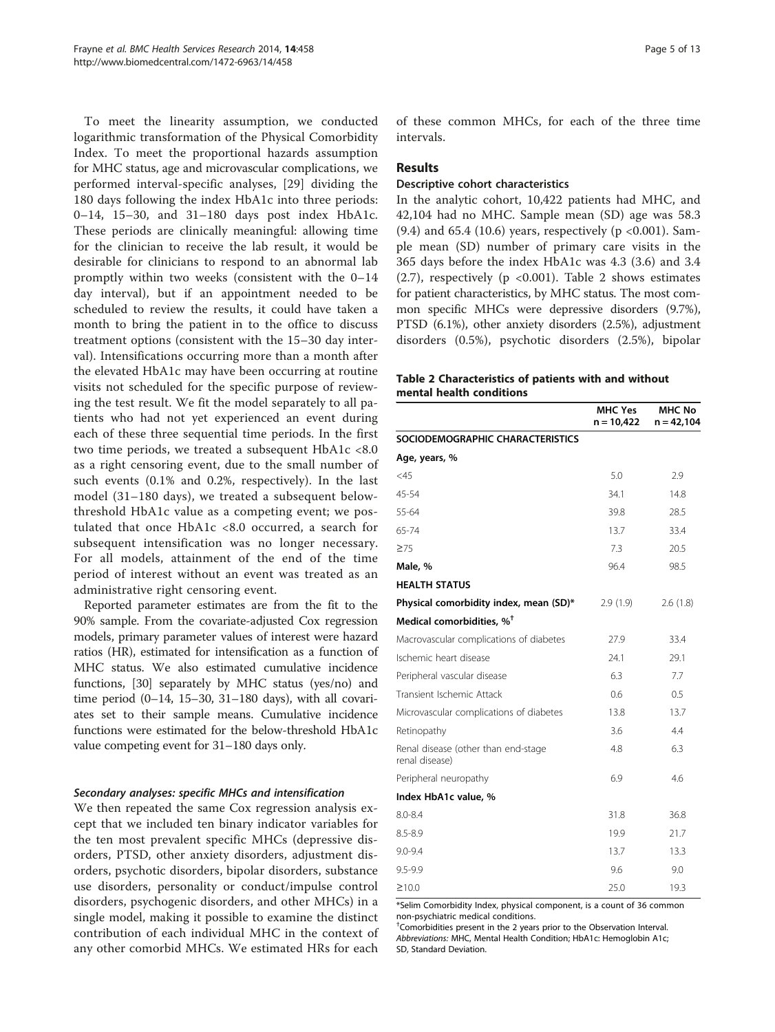To meet the linearity assumption, we conducted logarithmic transformation of the Physical Comorbidity Index. To meet the proportional hazards assumption for MHC status, age and microvascular complications, we performed interval-specific analyses, [29] dividing the 180 days following the index HbA1c into three periods: 0–14, 15–30, and 31–180 days post index HbA1c. These periods are clinically meaningful: allowing time for the clinician to receive the lab result, it would be desirable for clinicians to respond to an abnormal lab promptly within two weeks (consistent with the 0–14 day interval), but if an appointment needed to be scheduled to review the results, it could have taken a month to bring the patient in to the office to discuss treatment options (consistent with the 15–30 day interval). Intensifications occurring more than a month after the elevated HbA1c may have been occurring at routine visits not scheduled for the specific purpose of reviewing the test result. We fit the model separately to all patients who had not yet experienced an event during each of these three sequential time periods. In the first two time periods, we treated a subsequent HbA1c <8.0 as a right censoring event, due to the small number of such events (0.1% and 0.2%, respectively). In the last model (31–180 days), we treated a subsequent below-threshold HbA1c value as a competing event; we postulated that once HbA1c <8.0 occurred, a search for subsequent intensification was no longer necessary. For all models, attainment of the end of the time period of interest without an event was treated as an administrative right censoring event.

Reported parameter estimates are from the fit to the 90% sample. From the covariate-adjusted Cox regression models, primary parameter values of interest were hazard ratios (HR), estimated for intensification as a function of MHC status. We also estimated cumulative incidence functions, [30] separately by MHC status (yes/no) and time period (0–14, 15–30, 31–180 days), with all covariates set to their sample means. Cumulative incidence functions were estimated for the below-threshold HbA1c value competing event for 31–180 days only.

#### *Secondary analyses: specific MHCs and intensification*

We then repeated the same Cox regression analysis except that we included ten binary indicator variables for the ten most prevalent specific MHCs (depressive disorders, PTSD, other anxiety disorders, adjustment disorders, psychotic disorders, bipolar disorders, substance use disorders, personality or conduct/impulse control disorders, psychogenic disorders, and other MHCs) in a single model, making it possible to examine the distinct contribution of each individual MHC in the context of any other comorbid MHCs. We estimated HRs for each of these common MHCs, for each of the three time intervals.

## Results

### Descriptive cohort characteristics

In the analytic cohort, 10,422 patients had MHC, and 42,104 had no MHC. Sample mean (SD) age was 58.3 (9.4) and 65.4 (10.6) years, respectively (p <0.001). Sample mean (SD) number of primary care visits in the 365 days before the index HbA1c was 4.3 (3.6) and 3.4 (2.7), respectively (p <0.001). Table 2 shows estimates for patient characteristics, by MHC status. The most common specific MHCs were depressive disorders (9.7%), PTSD (6.1%), other anxiety disorders (2.5%), adjustment disorders (0.5%), psychotic disorders (2.5%), bipolar

**Table 2 Characteristics of patients with and without mental health conditions**

| | MHC Yes n = 10,422 | MHC No n = 42,104 |
|---|---|---|
| **SOCIODEMOGRAPHIC CHARACTERISTICS** | | |
| **Age, years, %** | | |
| <45 | 5.0 | 2.9 |
| 45-54 | 34.1 | 14.8 |
| 55-64 | 39.8 | 28.5 |
| 65-74 | 13.7 | 33.4 |
| ≥75 | 7.3 | 20.5 |
| **Male, %** | 96.4 | 98.5 |
| **HEALTH STATUS** | | |
| **Physical comorbidity index, mean (SD)*** | 2.9 (1.9) | 2.6 (1.8) |
| **Medical comorbidities, %[†]** | | |
| Macrovascular complications of diabetes | 27.9 | 33.4 |
| Ischemic heart disease | 24.1 | 29.1 |
| Peripheral vascular disease | 6.3 | 7.7 |
| Transient Ischemic Attack | 0.6 | 0.5 |
| Microvascular complications of diabetes | 13.8 | 13.7 |
| Retinopathy | 3.6 | 4.4 |
| Renal disease (other than end-stage renal disease) | 4.8 | 6.3 |
| Peripheral neuropathy | 6.9 | 4.6 |
| **Index HbA1c value, %** | | |
| 8.0-8.4 | 31.8 | 36.8 |
| 8.5-8.9 | 19.9 | 21.7 |
| 9.0-9.4 | 13.7 | 13.3 |
| 9.5-9.9 | 9.6 | 9.0 |
| ≥10.0 | 25.0 | 19.3 |

*Selim Comorbidity Index, physical component, is a count of 36 common non-psychiatric medical conditions.
[†]Comorbidities present in the 2 years prior to the Observation Interval.
*Abbreviations:* MHC, Mental Health Condition; HbA1c: Hemoglobin A1c; SD, Standard Deviation.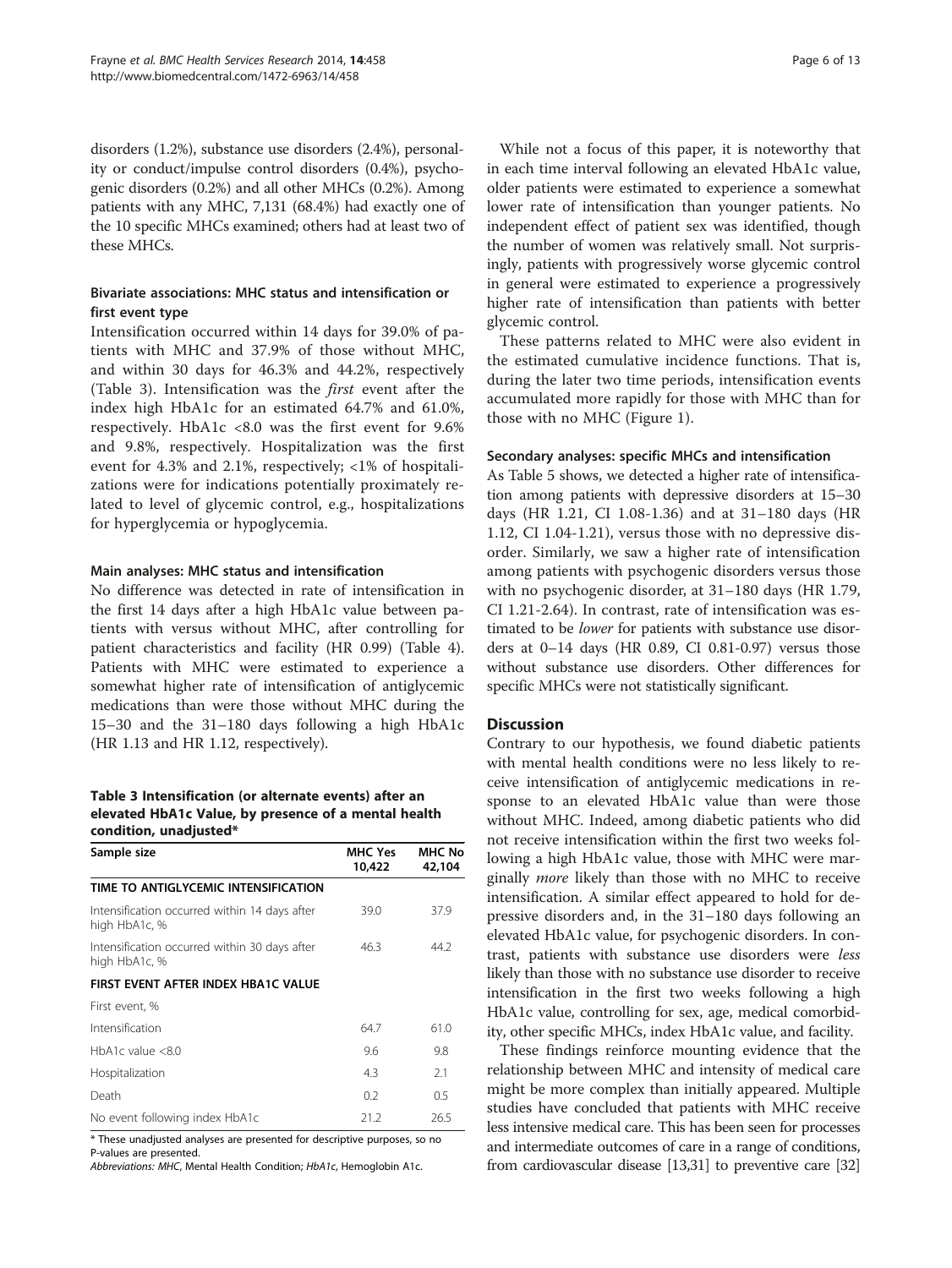disorders (1.2%), substance use disorders (2.4%), personality or conduct/impulse control disorders (0.4%), psychogenic disorders (0.2%) and all other MHCs (0.2%). Among patients with any MHC, 7,131 (68.4%) had exactly one of the 10 specific MHCs examined; others had at least two of these MHCs.

### Bivariate associations: MHC status and intensification or first event type

Intensification occurred within 14 days for 39.0% of patients with MHC and 37.9% of those without MHC, and within 30 days for 46.3% and 44.2%, respectively (Table 3). Intensification was the *first* event after the index high HbA1c for an estimated 64.7% and 61.0%, respectively. HbA1c <8.0 was the first event for 9.6% and 9.8%, respectively. Hospitalization was the first event for 4.3% and 2.1%, respectively; <1% of hospitalizations were for indications potentially proximately related to level of glycemic control, e.g., hospitalizations for hyperglycemia or hypoglycemia.

### Main analyses: MHC status and intensification

No difference was detected in rate of intensification in the first 14 days after a high HbA1c value between patients with versus without MHC, after controlling for patient characteristics and facility (HR 0.99) (Table 4). Patients with MHC were estimated to experience a somewhat higher rate of intensification of antiglycemic medications than were those without MHC during the 15–30 and the 31–180 days following a high HbA1c (HR 1.13 and HR 1.12, respectively).

**Table 3 Intensification (or alternate events) after an elevated HbA1c Value, by presence of a mental health condition, unadjusted***

| Sample size | MHC Yes 10,422 | MHC No 42,104 |
|---|---|---|
| **TIME TO ANTIGLYCEMIC INTENSIFICATION** | | |
| Intensification occurred within 14 days after high HbA1c, % | 39.0 | 37.9 |
| Intensification occurred within 30 days after high HbA1c, % | 46.3 | 44.2 |
| **FIRST EVENT AFTER INDEX HBA1C VALUE** | | |
| First event, % | | |
| Intensification | 64.7 | 61.0 |
| HbA1c value <8.0 | 9.6 | 9.8 |
| Hospitalization | 4.3 | 2.1 |
| Death | 0.2 | 0.5 |
| No event following index HbA1c | 21.2 | 26.5 |

\* These unadjusted analyses are presented for descriptive purposes, so no P-values are presented.
Abbreviations: MHC, Mental Health Condition; HbA1c, Hemoglobin A1c.

While not a focus of this paper, it is noteworthy that in each time interval following an elevated HbA1c value, older patients were estimated to experience a somewhat lower rate of intensification than younger patients. No independent effect of patient sex was identified, though the number of women was relatively small. Not surprisingly, patients with progressively worse glycemic control in general were estimated to experience a progressively higher rate of intensification than patients with better glycemic control.

These patterns related to MHC were also evident in the estimated cumulative incidence functions. That is, during the later two time periods, intensification events accumulated more rapidly for those with MHC than for those with no MHC (Figure 1).

### Secondary analyses: specific MHCs and intensification

As Table 5 shows, we detected a higher rate of intensification among patients with depressive disorders at 15–30 days (HR 1.21, CI 1.08-1.36) and at 31–180 days (HR 1.12, CI 1.04-1.21), versus those with no depressive disorder. Similarly, we saw a higher rate of intensification among patients with psychogenic disorders versus those with no psychogenic disorder, at 31–180 days (HR 1.79, CI 1.21-2.64). In contrast, rate of intensification was estimated to be *lower* for patients with substance use disorders at 0–14 days (HR 0.89, CI 0.81-0.97) versus those without substance use disorders. Other differences for specific MHCs were not statistically significant.

## Discussion

Contrary to our hypothesis, we found diabetic patients with mental health conditions were no less likely to receive intensification of antiglycemic medications in response to an elevated HbA1c value than were those without MHC. Indeed, among diabetic patients who did not receive intensification within the first two weeks following a high HbA1c value, those with MHC were marginally *more* likely than those with no MHC to receive intensification. A similar effect appeared to hold for depressive disorders and, in the 31–180 days following an elevated HbA1c value, for psychogenic disorders. In contrast, patients with substance use disorders were *less* likely than those with no substance use disorder to receive intensification in the first two weeks following a high HbA1c value, controlling for sex, age, medical comorbidity, other specific MHCs, index HbA1c value, and facility.

These findings reinforce mounting evidence that the relationship between MHC and intensity of medical care might be more complex than initially appeared. Multiple studies have concluded that patients with MHC receive less intensive medical care. This has been seen for processes and intermediate outcomes of care in a range of conditions, from cardiovascular disease [13,31] to preventive care [32]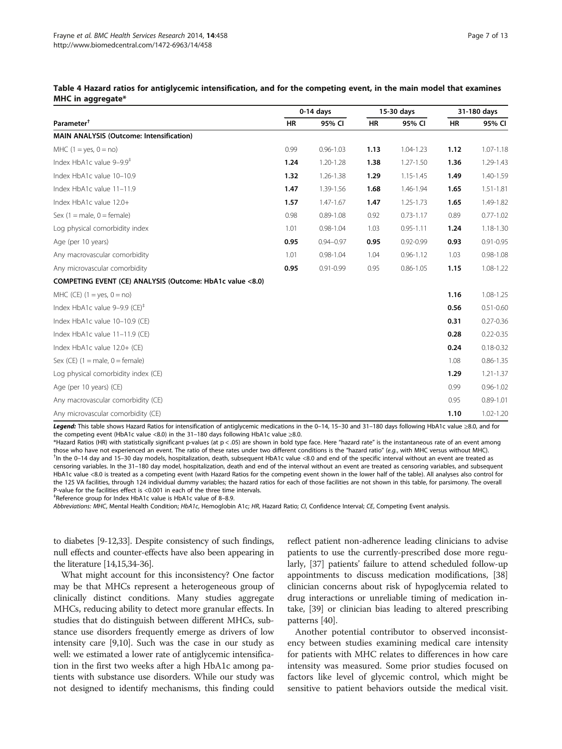**Table 4 Hazard ratios for antiglycemic intensification, and for the competing event, in the main model that examines MHC in aggregate***

| Parameter[†] | 0-14 days | | 15-30 days | | 31-180 days | |
|---|---|---|---|---|---|---|
| | HR | 95% CI | HR | 95% CI | HR | 95% CI |
| **MAIN ANALYSIS (Outcome: Intensification)** | | | | | | |
| MHC (1 = yes, 0 = no) | 0.99 | 0.96-1.03 | **1.13** | 1.04-1.23 | **1.12** | 1.07-1.18 |
| Index HbA1c value 9–9.9[‡] | **1.24** | 1.20-1.28 | **1.38** | 1.27-1.50 | **1.36** | 1.29-1.43 |
| Index HbA1c value 10–10.9 | **1.32** | 1.26-1.38 | **1.29** | 1.15-1.45 | **1.49** | 1.40-1.59 |
| Index HbA1c value 11–11.9 | **1.47** | 1.39-1.56 | **1.68** | 1.46-1.94 | **1.65** | 1.51-1.81 |
| Index HbA1c value 12.0+ | **1.57** | 1.47-1.67 | **1.47** | 1.25-1.73 | **1.65** | 1.49-1.82 |
| Sex (1 = male, 0 = female) | 0.98 | 0.89-1.08 | 0.92 | 0.73-1.17 | 0.89 | 0.77-1.02 |
| Log physical comorbidity index | 1.01 | 0.98-1.04 | 1.03 | 0.95-1.11 | **1.24** | 1.18-1.30 |
| Age (per 10 years) | **0.95** | 0.94–0.97 | **0.95** | 0.92-0.99 | **0.93** | 0.91-0.95 |
| Any macrovascular comorbidity | 1.01 | 0.98-1.04 | 1.04 | 0.96-1.12 | 1.03 | 0.98-1.08 |
| Any microvascular comorbidity | **0.95** | 0.91-0.99 | 0.95 | 0.86-1.05 | **1.15** | 1.08-1.22 |
| **COMPETING EVENT (CE) ANALYSIS (Outcome: HbA1c value <8.0)** | | | | | | |
| MHC (CE) (1 = yes, 0 = no) | | | | | **1.16** | 1.08-1.25 |
| Index HbA1c value 9–9.9 (CE)[‡] | | | | | **0.56** | 0.51-0.60 |
| Index HbA1c value 10–10.9 (CE) | | | | | **0.31** | 0.27-0.36 |
| Index HbA1c value 11–11.9 (CE) | | | | | **0.28** | 0.22-0.35 |
| Index HbA1c value 12.0+ (CE) | | | | | **0.24** | 0.18-0.32 |
| Sex (CE) (1 = male, 0 = female) | | | | | 1.08 | 0.86-1.35 |
| Log physical comorbidity index (CE) | | | | | **1.29** | 1.21-1.37 |
| Age (per 10 years) (CE) | | | | | 0.99 | 0.96-1.02 |
| Any macrovascular comorbidity (CE) | | | | | 0.95 | 0.89-1.01 |
| Any microvascular comorbidity (CE) | | | | | **1.10** | 1.02-1.20 |

***Legend:*** This table shows Hazard Ratios for intensification of antiglycemic medications in the 0–14, 15–30 and 31–180 days following HbA1c value ≥8.0, and for the competing event (HbA1c value <8.0) in the 31–180 days following HbA1c value ≥8.0.

*Hazard Ratios (HR) with statistically significant p-values (at $p < .05$) are shown in bold type face. Here "hazard rate" is the instantaneous rate of an event among those who have not experienced an event. The ratio of these rates under two different conditions is the "hazard ratio" (*e.g.*, with MHC versus without MHC).

[†]In the 0–14 day and 15–30 day models, hospitalization, death, subsequent HbA1c value <8.0 and end of the specific interval without an event are treated as censoring variables. In the 31–180 day model, hospitalization, death and end of the interval without an event are treated as censoring variables, and subsequent HbA1c value <8.0 is treated as a competing event (with Hazard Ratios for the competing event shown in the lower half of the table). All analyses also control for the 125 VA facilities, through 124 individual dummy variables; the hazard ratios for each of those facilities are not shown in this table, for parsimony. The overall P-value for the facilities effect is <0.001 in each of the three time intervals.

[‡]Reference group for Index HbA1c value is HbA1c value of 8–8.9.

*Abbreviations: MHC*, Mental Health Condition; *HbA1c*, Hemoglobin A1c; *HR*, Hazard Ratio; *CI*, Confidence Interval; *CE*, Competing Event analysis.

to diabetes [9-12,33]. Despite consistency of such findings, null effects and counter-effects have also been appearing in the literature [14,15,34-36].

What might account for this inconsistency? One factor may be that MHCs represent a heterogeneous group of clinically distinct conditions. Many studies aggregate MHCs, reducing ability to detect more granular effects. In studies that do distinguish between different MHCs, substance use disorders frequently emerge as drivers of low intensity care [9,10]. Such was the case in our study as well: we estimated a lower rate of antiglycemic intensification in the first two weeks after a high HbA1c among patients with substance use disorders. While our study was not designed to identify mechanisms, this finding could reflect patient non-adherence leading clinicians to advise patients to use the currently-prescribed dose more regularly, [37] patients' failure to attend scheduled follow-up appointments to discuss medication modifications, [38] clinician concerns about risk of hypoglycemia related to drug interactions or unreliable timing of medication intake, [39] or clinician bias leading to altered prescribing patterns [40].

Another potential contributor to observed inconsistency between studies examining medical care intensity for patients with MHC relates to differences in how care intensity was measured. Some prior studies focused on factors like level of glycemic control, which might be sensitive to patient behaviors outside the medical visit.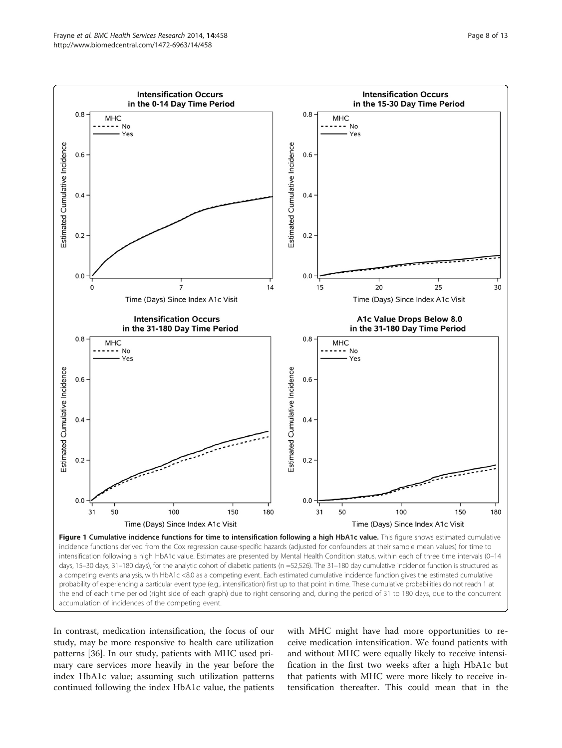**Figure 1 Cumulative incidence functions for time to intensification following a high HbA1c value.** This figure shows estimated cumulative incidence functions derived from the Cox regression cause-specific hazards (adjusted for confounders at their sample mean values) for time to intensification following a high HbA1c value. Estimates are presented by Mental Health Condition status, within each of three time intervals (0–14 days, 15–30 days, 31–180 days), for the analytic cohort of diabetic patients (n =52,526). The 31–180 day cumulative incidence function is structured as a competing events analysis, with HbA1c <8.0 as a competing event. Each estimated cumulative incidence function gives the estimated cumulative probability of experiencing a particular event type (e.g., intensification) first up to that point in time. These cumulative probabilities do not reach 1 at the end of each time period (right side of each graph) due to right censoring and, during the period of 31 to 180 days, due to the concurrent accumulation of incidences of the competing event.

In contrast, medication intensification, the focus of our study, may be more responsive to health care utilization patterns [36]. In our study, patients with MHC used primary care services more heavily in the year before the index HbA1c value; assuming such utilization patterns continued following the index HbA1c value, the patients with MHC might have had more opportunities to receive medication intensification. We found patients with and without MHC were equally likely to receive intensification in the first two weeks after a high HbA1c but that patients with MHC were more likely to receive intensification thereafter. This could mean that in the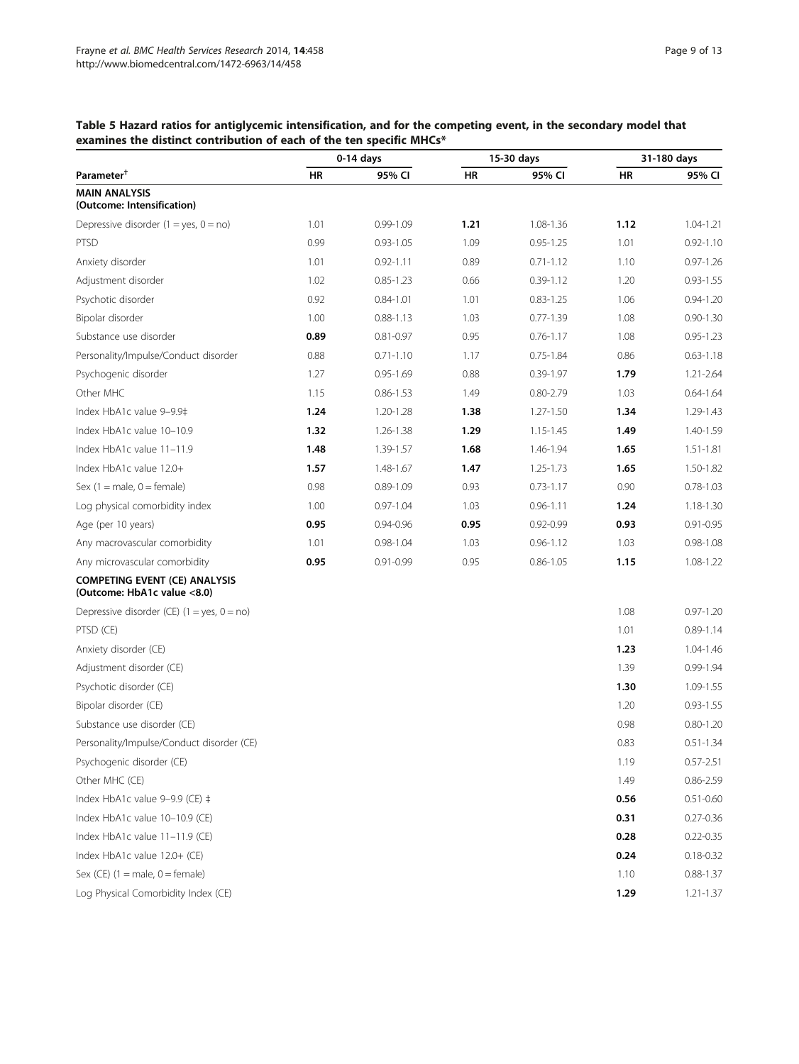**Table 5 Hazard ratios for antiglycemic intensification, and for the competing event, in the secondary model that examines the distinct contribution of each of the ten specific MHCs***

| Parameter[†] | 0-14 days | | 15-30 days | | 31-180 days | |
|---|---|---|---|---|---|---|
| | HR | 95% CI | HR | 95% CI | HR | 95% CI |
| **MAIN ANALYSIS (Outcome: Intensification)** | | | | | | |
| Depressive disorder (1 = yes, 0 = no) | 1.01 | 0.99-1.09 | **1.21** | 1.08-1.36 | **1.12** | 1.04-1.21 |
| PTSD | 0.99 | 0.93-1.05 | 1.09 | 0.95-1.25 | 1.01 | 0.92-1.10 |
| Anxiety disorder | 1.01 | 0.92-1.11 | 0.89 | 0.71-1.12 | 1.10 | 0.97-1.26 |
| Adjustment disorder | 1.02 | 0.85-1.23 | 0.66 | 0.39-1.12 | 1.20 | 0.93-1.55 |
| Psychotic disorder | 0.92 | 0.84-1.01 | 1.01 | 0.83-1.25 | 1.06 | 0.94-1.20 |
| Bipolar disorder | 1.00 | 0.88-1.13 | 1.03 | 0.77-1.39 | 1.08 | 0.90-1.30 |
| Substance use disorder | **0.89** | 0.81-0.97 | 0.95 | 0.76-1.17 | 1.08 | 0.95-1.23 |
| Personality/Impulse/Conduct disorder | 0.88 | 0.71-1.10 | 1.17 | 0.75-1.84 | 0.86 | 0.63-1.18 |
| Psychogenic disorder | 1.27 | 0.95-1.69 | 0.88 | 0.39-1.97 | **1.79** | 1.21-2.64 |
| Other MHC | 1.15 | 0.86-1.53 | 1.49 | 0.80-2.79 | 1.03 | 0.64-1.64 |
| Index HbA1c value 9–9.9‡ | **1.24** | 1.20-1.28 | **1.38** | 1.27-1.50 | **1.34** | 1.29-1.43 |
| Index HbA1c value 10–10.9 | **1.32** | 1.26-1.38 | **1.29** | 1.15-1.45 | **1.49** | 1.40-1.59 |
| Index HbA1c value 11–11.9 | **1.48** | 1.39-1.57 | **1.68** | 1.46-1.94 | **1.65** | 1.51-1.81 |
| Index HbA1c value 12.0+ | **1.57** | 1.48-1.67 | **1.47** | 1.25-1.73 | **1.65** | 1.50-1.82 |
| Sex (1 = male, 0 = female) | 0.98 | 0.89-1.09 | 0.93 | 0.73-1.17 | 0.90 | 0.78-1.03 |
| Log physical comorbidity index | 1.00 | 0.97-1.04 | 1.03 | 0.96-1.11 | **1.24** | 1.18-1.30 |
| Age (per 10 years) | **0.95** | 0.94-0.96 | **0.95** | 0.92-0.99 | **0.93** | 0.91-0.95 |
| Any macrovascular comorbidity | 1.01 | 0.98-1.04 | 1.03 | 0.96-1.12 | 1.03 | 0.98-1.08 |
| Any microvascular comorbidity | **0.95** | 0.91-0.99 | 0.95 | 0.86-1.05 | **1.15** | 1.08-1.22 |
| **COMPETING EVENT (CE) ANALYSIS (Outcome: HbA1c value <8.0)** | | | | | | |
| Depressive disorder (CE) (1 = yes, 0 = no) | | | | | 1.08 | 0.97-1.20 |
| PTSD (CE) | | | | | 1.01 | 0.89-1.14 |
| Anxiety disorder (CE) | | | | | **1.23** | 1.04-1.46 |
| Adjustment disorder (CE) | | | | | 1.39 | 0.99-1.94 |
| Psychotic disorder (CE) | | | | | **1.30** | 1.09-1.55 |
| Bipolar disorder (CE) | | | | | 1.20 | 0.93-1.55 |
| Substance use disorder (CE) | | | | | 0.98 | 0.80-1.20 |
| Personality/Impulse/Conduct disorder (CE) | | | | | 0.83 | 0.51-1.34 |
| Psychogenic disorder (CE) | | | | | 1.19 | 0.57-2.51 |
| Other MHC (CE) | | | | | 1.49 | 0.86-2.59 |
| Index HbA1c value 9–9.9 (CE) ‡ | | | | | **0.56** | 0.51-0.60 |
| Index HbA1c value 10–10.9 (CE) | | | | | **0.31** | 0.27-0.36 |
| Index HbA1c value 11–11.9 (CE) | | | | | **0.28** | 0.22-0.35 |
| Index HbA1c value 12.0+ (CE) | | | | | **0.24** | 0.18-0.32 |
| Sex (CE) (1 = male, 0 = female) | | | | | 1.10 | 0.88-1.37 |
| Log Physical Comorbidity Index (CE) | | | | | **1.29** | 1.21-1.37 |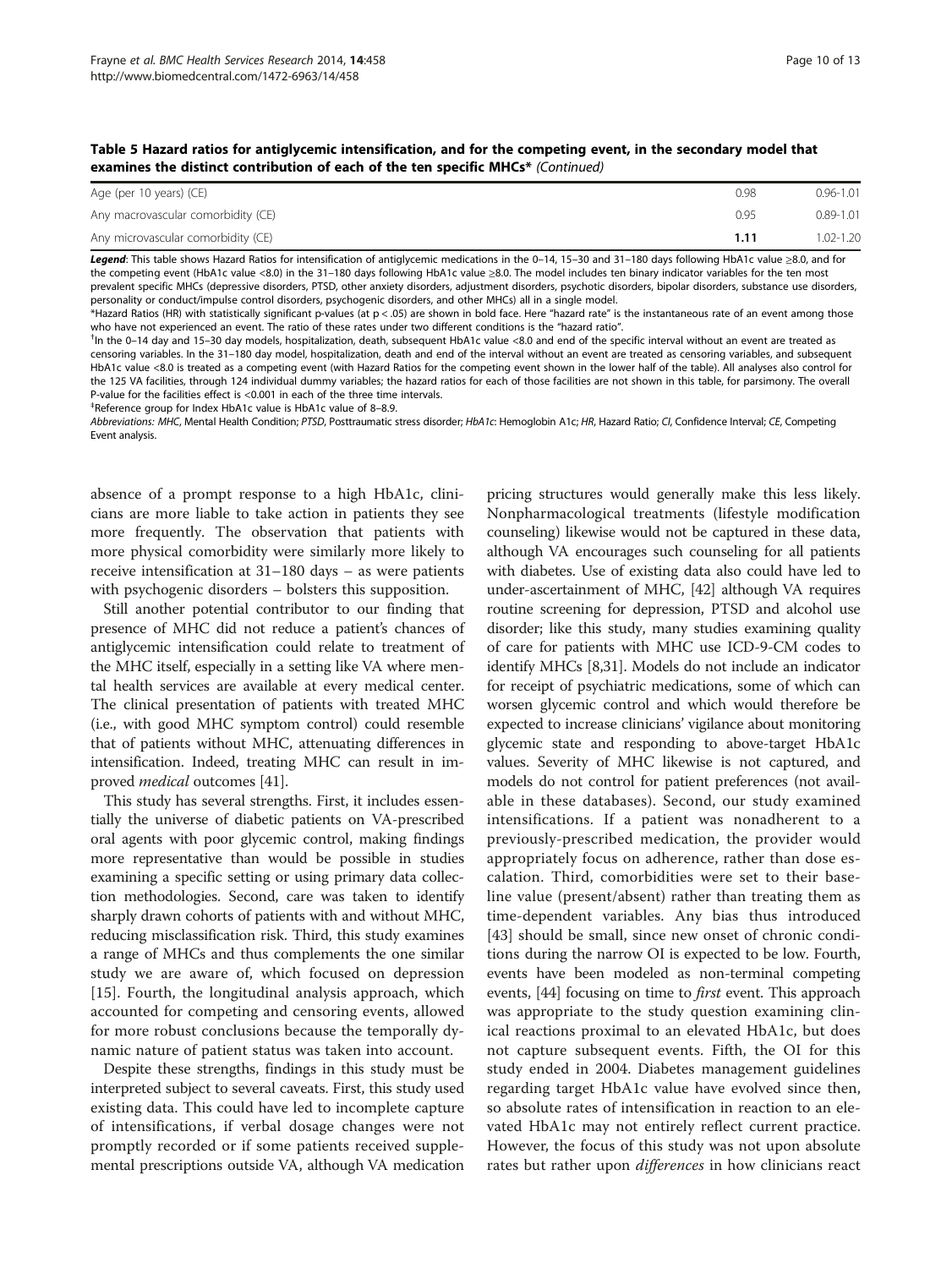**Table 5 Hazard ratios for antiglycemic intensification, and for the competing event, in the secondary model that examines the distinct contribution of each of the ten specific MHCs*** *(Continued)*

| | | |
|---|---|---|
| Age (per 10 years) (CE) | 0.98 | 0.96-1.01 |
| Any macrovascular comorbidity (CE) | 0.95 | 0.89-1.01 |
| Any microvascular comorbidity (CE) | **1.11** | 1.02-1.20 |

***Legend***: This table shows Hazard Ratios for intensification of antiglycemic medications in the 0–14, 15–30 and 31–180 days following HbA1c value ≥8.0, and for the competing event (HbA1c value <8.0) in the 31–180 days following HbA1c value ≥8.0. The model includes ten binary indicator variables for the ten most prevalent specific MHCs (depressive disorders, PTSD, other anxiety disorders, adjustment disorders, psychotic disorders, bipolar disorders, substance use disorders, personality or conduct/impulse control disorders, psychogenic disorders, and other MHCs) all in a single model.

*Hazard Ratios (HR) with statistically significant p-values (at p < .05) are shown in bold face. Here "hazard rate" is the instantaneous rate of an event among those who have not experienced an event. The ratio of these rates under two different conditions is the "hazard ratio".

[†]In the 0–14 day and 15–30 day models, hospitalization, death, subsequent HbA1c value <8.0 and end of the specific interval without an event are treated as censoring variables. In the 31–180 day model, hospitalization, death and end of the interval without an event are treated as censoring variables, and subsequent HbA1c value <8.0 is treated as a competing event (with Hazard Ratios for the competing event shown in the lower half of the table). All analyses also control for the 125 VA facilities, through 124 individual dummy variables; the hazard ratios for each of those facilities are not shown in this table, for parsimony. The overall P-value for the facilities effect is <0.001 in each of the three time intervals.

[‡]Reference group for Index HbA1c value is HbA1c value of 8–8.9.

*Abbreviations: MHC*, Mental Health Condition; *PTSD*, Posttraumatic stress disorder; *HbA1c*: Hemoglobin A1c; *HR*, Hazard Ratio; *CI*, Confidence Interval; *CE*, Competing Event analysis.

absence of a prompt response to a high HbA1c, clinicians are more liable to take action in patients they see more frequently. The observation that patients with more physical comorbidity were similarly more likely to receive intensification at 31–180 days – as were patients with psychogenic disorders – bolsters this supposition.

Still another potential contributor to our finding that presence of MHC did not reduce a patient's chances of antiglycemic intensification could relate to treatment of the MHC itself, especially in a setting like VA where mental health services are available at every medical center. The clinical presentation of patients with treated MHC (i.e., with good MHC symptom control) could resemble that of patients without MHC, attenuating differences in intensification. Indeed, treating MHC can result in improved *medical* outcomes [41].

This study has several strengths. First, it includes essentially the universe of diabetic patients on VA-prescribed oral agents with poor glycemic control, making findings more representative than would be possible in studies examining a specific setting or using primary data collection methodologies. Second, care was taken to identify sharply drawn cohorts of patients with and without MHC, reducing misclassification risk. Third, this study examines a range of MHCs and thus complements the one similar study we are aware of, which focused on depression [15]. Fourth, the longitudinal analysis approach, which accounted for competing and censoring events, allowed for more robust conclusions because the temporally dynamic nature of patient status was taken into account.

Despite these strengths, findings in this study must be interpreted subject to several caveats. First, this study used existing data. This could have led to incomplete capture of intensifications, if verbal dosage changes were not promptly recorded or if some patients received supplemental prescriptions outside VA, although VA medication pricing structures would generally make this less likely. Nonpharmacological treatments (lifestyle modification counseling) likewise would not be captured in these data, although VA encourages such counseling for all patients with diabetes. Use of existing data also could have led to under-ascertainment of MHC, [42] although VA requires routine screening for depression, PTSD and alcohol use disorder; like this study, many studies examining quality of care for patients with MHC use ICD-9-CM codes to identify MHCs [8,31]. Models do not include an indicator for receipt of psychiatric medications, some of which can worsen glycemic control and which would therefore be expected to increase clinicians' vigilance about monitoring glycemic state and responding to above-target HbA1c values. Severity of MHC likewise is not captured, and models do not control for patient preferences (not available in these databases). Second, our study examined intensifications. If a patient was nonadherent to a previously-prescribed medication, the provider would appropriately focus on adherence, rather than dose escalation. Third, comorbidities were set to their baseline value (present/absent) rather than treating them as time-dependent variables. Any bias thus introduced [43] should be small, since new onset of chronic conditions during the narrow OI is expected to be low. Fourth, events have been modeled as non-terminal competing events, [44] focusing on time to *first* event. This approach was appropriate to the study question examining clinical reactions proximal to an elevated HbA1c, but does not capture subsequent events. Fifth, the OI for this study ended in 2004. Diabetes management guidelines regarding target HbA1c value have evolved since then, so absolute rates of intensification in reaction to an elevated HbA1c may not entirely reflect current practice. However, the focus of this study was not upon absolute rates but rather upon *differences* in how clinicians react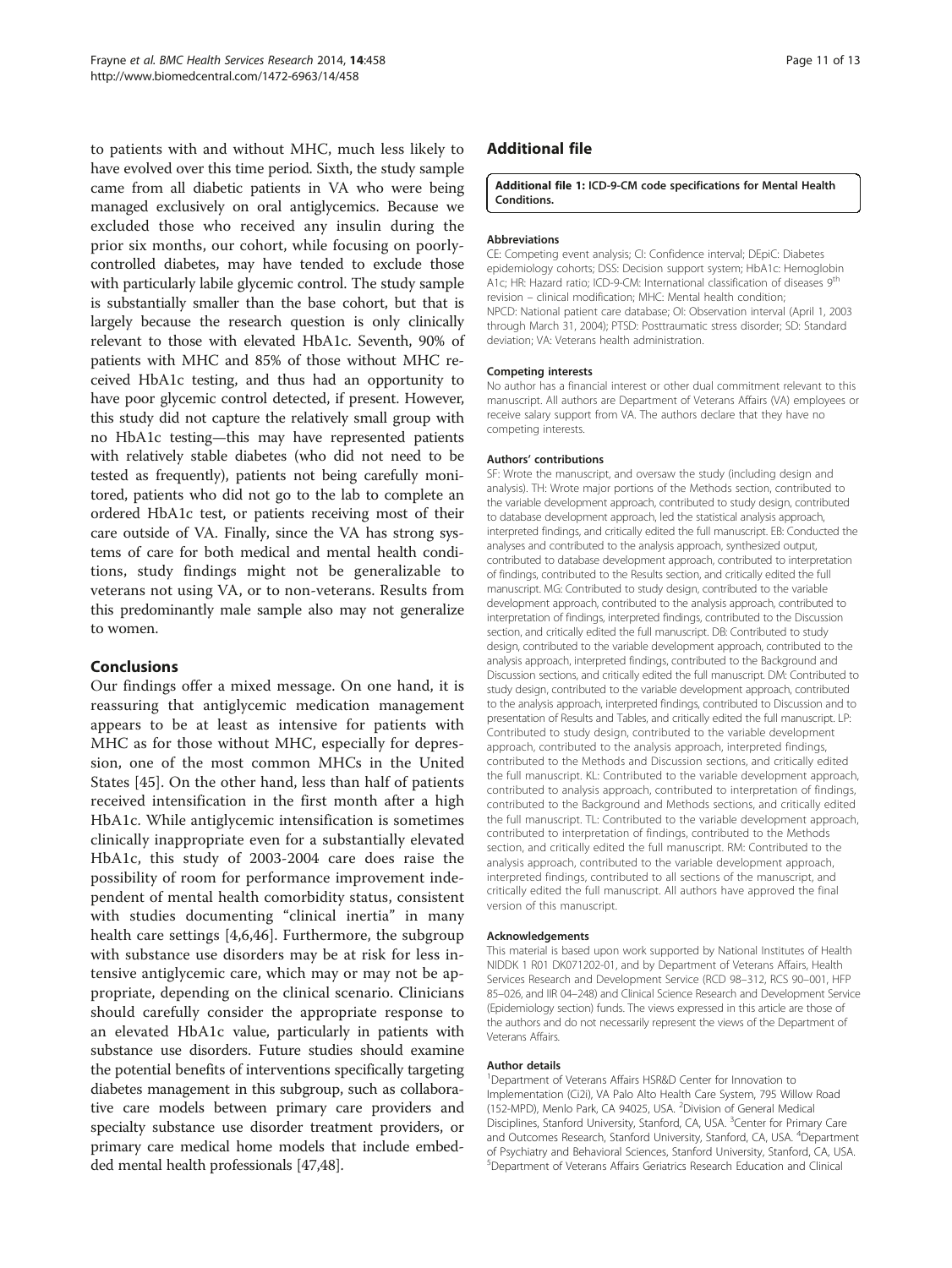to patients with and without MHC, much less likely to have evolved over this time period. Sixth, the study sample came from all diabetic patients in VA who were being managed exclusively on oral antiglycemics. Because we excluded those who received any insulin during the prior six months, our cohort, while focusing on poorly-controlled diabetes, may have tended to exclude those with particularly labile glycemic control. The study sample is substantially smaller than the base cohort, but that is largely because the research question is only clinically relevant to those with elevated HbA1c. Seventh, 90% of patients with MHC and 85% of those without MHC received HbA1c testing, and thus had an opportunity to have poor glycemic control detected, if present. However, this study did not capture the relatively small group with no HbA1c testing—this may have represented patients with relatively stable diabetes (who did not need to be tested as frequently), patients not being carefully monitored, patients who did not go to the lab to complete an ordered HbA1c test, or patients receiving most of their care outside of VA. Finally, since the VA has strong systems of care for both medical and mental health conditions, study findings might not be generalizable to veterans not using VA, or to non-veterans. Results from this predominantly male sample also may not generalize to women.

## Conclusions

Our findings offer a mixed message. On one hand, it is reassuring that antiglycemic medication management appears to be at least as intensive for patients with MHC as for those without MHC, especially for depression, one of the most common MHCs in the United States [45]. On the other hand, less than half of patients received intensification in the first month after a high HbA1c. While antiglycemic intensification is sometimes clinically inappropriate even for a substantially elevated HbA1c, this study of 2003-2004 care does raise the possibility of room for performance improvement independent of mental health comorbidity status, consistent with studies documenting "clinical inertia" in many health care settings [4,6,46]. Furthermore, the subgroup with substance use disorders may be at risk for less intensive antiglycemic care, which may or may not be appropriate, depending on the clinical scenario. Clinicians should carefully consider the appropriate response to an elevated HbA1c value, particularly in patients with substance use disorders. Future studies should examine the potential benefits of interventions specifically targeting diabetes management in this subgroup, such as collaborative care models between primary care providers and specialty substance use disorder treatment providers, or primary care medical home models that include embedded mental health professionals [47,48].

## Additional file

**Additional file 1: ICD-9-CM code specifications for Mental Health Conditions.**

#### Abbreviations

CE: Competing event analysis; CI: Confidence interval; DEpiC: Diabetes epidemiology cohorts; DSS: Decision support system; HbA1c: Hemoglobin A1c; HR: Hazard ratio; ICD-9-CM: International classification of diseases 9th revision – clinical modification; MHC: Mental health condition; NPCD: National patient care database; OI: Observation interval (April 1, 2003 through March 31, 2004); PTSD: Posttraumatic stress disorder; SD: Standard deviation; VA: Veterans health administration.

#### Competing interests

No author has a financial interest or other dual commitment relevant to this manuscript. All authors are Department of Veterans Affairs (VA) employees or receive salary support from VA. The authors declare that they have no competing interests.

#### Authors' contributions

SF: Wrote the manuscript, and oversaw the study (including design and analysis). TH: Wrote major portions of the Methods section, contributed to the variable development approach, contributed to study design, contributed to database development approach, led the statistical analysis approach, interpreted findings, and critically edited the full manuscript. EB: Conducted the analyses and contributed to the analysis approach, synthesized output, contributed to database development approach, contributed to interpretation of findings, contributed to the Results section, and critically edited the full manuscript. MG: Contributed to study design, contributed to the variable development approach, contributed to the analysis approach, contributed to interpretation of findings, interpreted findings, contributed to the Discussion section, and critically edited the full manuscript. DB: Contributed to study design, contributed to the variable development approach, contributed to the analysis approach, interpreted findings, contributed to the Background and Discussion sections, and critically edited the full manuscript. DM: Contributed to study design, contributed to the variable development approach, contributed to the analysis approach, interpreted findings, contributed to Discussion and to presentation of Results and Tables, and critically edited the full manuscript. LP: Contributed to study design, contributed to the variable development approach, contributed to the analysis approach, interpreted findings, contributed to the Methods and Discussion sections, and critically edited the full manuscript. KL: Contributed to the variable development approach, contributed to analysis approach, contributed to interpretation of findings, contributed to the Background and Methods sections, and critically edited the full manuscript. TL: Contributed to the variable development approach, contributed to interpretation of findings, contributed to the Methods section, and critically edited the full manuscript. RM: Contributed to the analysis approach, contributed to the variable development approach, interpreted findings, contributed to all sections of the manuscript, and critically edited the full manuscript. All authors have approved the final version of this manuscript.

#### Acknowledgements

This material is based upon work supported by National Institutes of Health NIDDK 1 R01 DK071202-01, and by Department of Veterans Affairs, Health Services Research and Development Service (RCD 98–312, RCS 90–001, HFP 85–026, and IIR 04–248) and Clinical Science Research and Development Service (Epidemiology section) funds. The views expressed in this article are those of the authors and do not necessarily represent the views of the Department of Veterans Affairs.

#### Author details

[1]Department of Veterans Affairs HSR&D Center for Innovation to Implementation (Ci2i), VA Palo Alto Health Care System, 795 Willow Road (152-MPD), Menlo Park, CA 94025, USA. [2]Division of General Medical Disciplines, Stanford University, Stanford, CA, USA. [3]Center for Primary Care and Outcomes Research, Stanford University, Stanford, CA, USA. [4]Department of Psychiatry and Behavioral Sciences, Stanford University, Stanford, CA, USA. [5]Department of Veterans Affairs Geriatrics Research Education and Clinical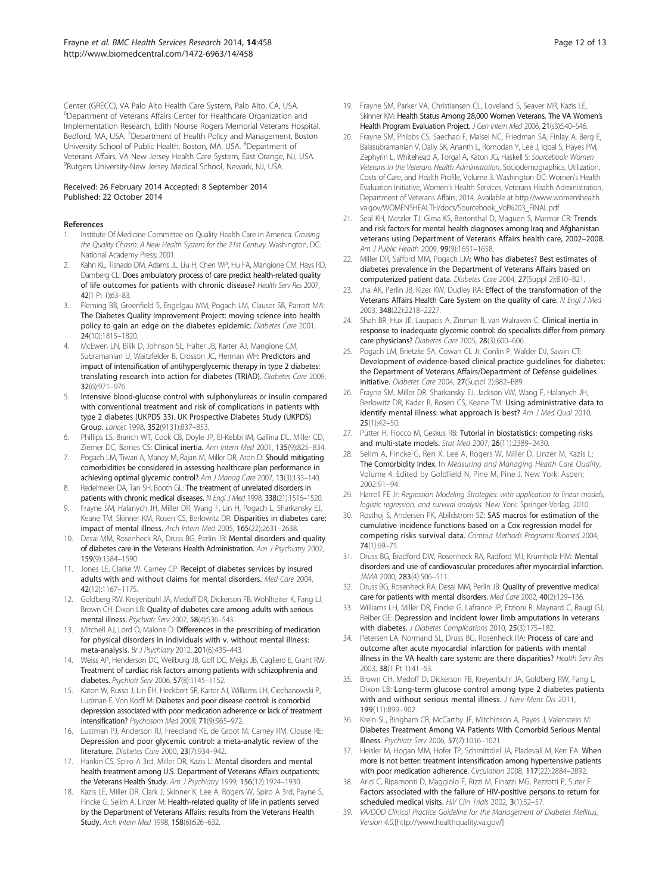Center (GRECC), VA Palo Alto Health Care System, Palo Alto, CA, USA. [6]Department of Veterans Affairs Center for Healthcare Organization and Implementation Research, Edith Nourse Rogers Memorial Veterans Hospital, Bedford, MA, USA. [7]Department of Health Policy and Management, Boston University School of Public Health, Boston, MA, USA. [8]Department of Veterans Affairs, VA New Jersey Health Care System, East Orange, NJ, USA. [9]Rutgers University-New Jersey Medical School, Newark, NJ, USA.

Received: 26 February 2014 Accepted: 8 September 2014
Published: 22 October 2014

## References

1. Institute Of Medicine Committee on Quality Health Care in America: *Crossing the Quality Chasm: A New Health System for the 21st Century.* Washington, DC: National Academy Press; 2001.
2. Kahn KL, Tisnado DM, Adams JL, Liu H, Chen WP, Hu FA, Mangione CM, Hays RD, Damberg CL: **Does ambulatory process of care predict health-related quality of life outcomes for patients with chronic disease?** *Health Serv Res* 2007, **42**(1 Pt 1):63–83.
3. Fleming BB, Greenfield S, Engelgau MM, Pogach LM, Clauser SB, Parrott MA: **The Diabetes Quality Improvement Project: moving science into health policy to gain an edge on the diabetes epidemic.** *Diabetes Care* 2001, **24**(10):1815–1820.
4. McEwen LN, Bilik D, Johnson SL, Halter JB, Karter AJ, Mangione CM, Subramanian U, Waitzfelder B, Crosson JC, Herman WH: **Predictors and impact of intensification of antihyperglycemic therapy in type 2 diabetes: translating research into action for diabetes (TRIAD).** *Diabetes Care* 2009, **32**(6):971–976.
5. **Intensive blood-glucose control with sulphonylureas or insulin compared with conventional treatment and risk of complications in patients with type 2 diabetes (UKPDS 33). UK Prospective Diabetes Study (UKPDS) Group.** *Lancet* 1998, **352**(9131):837–853.
6. Phillips LS, Branch WT, Cook CB, Doyle JP, El-Kebbi IM, Gallina DL, Miller CD, Ziemer DC, Barnes CS: **Clinical inertia.** *Ann Intern Med* 2001, **135**(9):825–834.
7. Pogach LM, Tiwari A, Maney M, Rajan M, Miller DR, Aron D: **Should mitigating comorbidities be considered in assessing healthcare plan performance in achieving optimal glycemic control?** *Am J Manag Care* 2007, **13**(3):133–140.
8. Redelmeier DA, Tan SH, Booth GL: **The treatment of unrelated disorders in patients with chronic medical diseases.** *N Engl J Med* 1998, **338**(21):1516–1520.
9. Frayne SM, Halanych JH, Miller DR, Wang F, Lin H, Pogach L, Sharkansky EJ, Keane TM, Skinner KM, Rosen CS, Berlowitz DR: **Disparities in diabetes care: impact of mental illness.** *Arch Intern Med* 2005, **165**(22):2631–2638.
10. Desai MM, Rosenheck RA, Druss BG, Perlin JB: **Mental disorders and quality of diabetes care in the Veterans Health Administration.** *Am J Psychiatry* 2002, **159**(9):1584–1590.
11. Jones LE, Clarke W, Carney CP: **Receipt of diabetes services by insured adults with and without claims for mental disorders.** *Med Care* 2004, **42**(12):1167–1175.
12. Goldberg RW, Kreyenbuhl JA, Medoff DR, Dickerson FB, Wohlheiter K, Fang LJ, Brown CH, Dixon LB: **Quality of diabetes care among adults with serious mental illness.** *Psychiatr Serv* 2007, **58**(4):536–543.
13. Mitchell AJ, Lord O, Malone D: **Differences in the prescribing of medication for physical disorders in individuals with v. without mental illness: meta-analysis.** *Br J Psychiatry* 2012, **201**(6):435–443.
14. Weiss AP, Henderson DC, Weilburg JB, Goff DC, Meigs JB, Cagliero E, Grant RW: **Treatment of cardiac risk factors among patients with schizophrenia and diabetes.** *Psychiatr Serv* 2006, **57**(8):1145–1152.
15. Katon W, Russo J, Lin EH, Heckbert SR, Karter AJ, Williams LH, Ciechanowski P, Ludman E, Von Korff M: **Diabetes and poor disease control: is comorbid depression associated with poor medication adherence or lack of treatment intensification?** *Psychosom Med* 2009, **71**(9):965–972.
16. Lustman PJ, Anderson RJ, Freedland KE, de Groot M, Carney RM, Clouse RE: **Depression and poor glycemic control: a meta-analytic review of the literature.** *Diabetes Care* 2000, **23**(7):934–942.
17. Hankin CS, Spiro A 3rd, Miller DR, Kazis L: **Mental disorders and mental health treatment among U.S. Department of Veterans Affairs outpatients: the Veterans Health Study.** *Am J Psychiatry* 1999, **156**(12):1924–1930.
18. Kazis LE, Miller DR, Clark J, Skinner K, Lee A, Rogers W, Spiro A 3rd, Payne S, Fincke G, Selim A, Linzer M: **Health-related quality of life in patients served by the Department of Veterans Affairs: results from the Veterans Health Study.** *Arch Intern Med* 1998, **158**(6):626–632.
19. Frayne SM, Parker VA, Christiansen CL, Loveland S, Seaver MR, Kazis LE, Skinner KM: **Health Status Among 28,000 Women Veterans. The VA Women's Health Program Evaluation Project.** *J Gen Intern Med* 2006, **21**(s3):S40–S46.
20. Frayne SM, Phibbs CS, Saechao F, Maisel NC, Friedman SA, Finlay A, Berg E, Balasubramanian V, Dally SK, Ananth L, Romodan Y, Lee J, Iqbal S, Hayes PM, Zephyrin L, Whitehead A, Torgal A, Katon JG, Haskell S: *Sourcebook: Women Veterans in the Veterans Health Administration*, Sociodemographics, Utilization, Costs of Care, and Health Profile, Volume 3. Washington DC: Women's Health Evaluation Initiative, Women's Health Services, Veterans Health Administration, Department of Veterans Affairs; 2014. Available at http://www.womenshealth.va.gov/WOMENSHEALTH/docs/Sourcebook_Vol%203_FINAL.pdf.
21. Seal KH, Metzler TJ, Gima KS, Bertenthal D, Maguen S, Marmar CR: **Trends and risk factors for mental health diagnoses among Iraq and Afghanistan veterans using Department of Veterans Affairs health care, 2002–2008.** *Am J Public Health* 2009, **99**(9):1651–1658.
22. Miller DR, Safford MM, Pogach LM: **Who has diabetes? Best estimates of diabetes prevalence in the Department of Veterans Affairs based on computerized patient data.** *Diabetes Care* 2004, **27**(Suppl 2):B10–B21.
23. Jha AK, Perlin JB, Kizer KW, Dudley RA: **Effect of the transformation of the Veterans Affairs Health Care System on the quality of care.** *N Engl J Med* 2003, **348**(22):2218–2227.
24. Shah BR, Hux JE, Laupacis A, Zinman B, van Walraven C: **Clinical inertia in response to inadequate glycemic control: do specialists differ from primary care physicians?** *Diabetes Care* 2005, **28**(3):600–606.
25. Pogach LM, Brietzke SA, Cowan CL Jr, Conlin P, Walder DJ, Sawin CT: **Development of evidence-based clinical practice guidelines for diabetes: the Department of Veterans Affairs/Department of Defense guidelines initiative.** *Diabetes Care* 2004, **27**(Suppl 2):B82–B89.
26. Frayne SM, Miller DR, Sharkansky EJ, Jackson VW, Wang F, Halanych JH, Berlowitz DR, Kader B, Rosen CS, Keane TM: **Using administrative data to identify mental illness: what approach is best?** *Am J Med Qual* 2010, **25**(1):42–50.
27. Putter H, Fiocco M, Geskus RB: **Tutorial in biostatistics: competing risks and multi-state models.** *Stat Med* 2007, **26**(11):2389–2430.
28. Selim A, Fincke G, Ren X, Lee A, Rogers W, Miller D, Linzer M, Kazis L: **The Comorbidity Index.** In *Measuring and Managing Health Care Quality*, Volume 4. Edited by Goldfield N, Pine M, Pine J. New York: Aspen; 2002:91–94.
29. Harrell FE Jr: *Regression Modeling Strategies: with application to linear models, logistic regression, and survival analysis.* New York: Springer-Verlag; 2010.
30. Rosthoj S, Andersen PK, Abildstrom SZ: **SAS macros for estimation of the cumulative incidence functions based on a Cox regression model for competing risks survival data.** *Comput Methods Programs Biomed* 2004, **74**(1):69–75.
31. Druss BG, Bradford DW, Rosenheck RA, Radford MJ, Krumholz HM: **Mental disorders and use of cardiovascular procedures after myocardial infarction.** *JAMA* 2000, **283**(4):506–511.
32. Druss BG, Rosenheck RA, Desai MM, Perlin JB: **Quality of preventive medical care for patients with mental disorders.** *Med Care* 2002, **40**(2):129–136.
33. Williams LH, Miller DR, Fincke G, Lafrance JP, Etzioni R, Maynard C, Raugi GJ, Reiber GE: **Depression and incident lower limb amputations in veterans with diabetes.** *J Diabetes Complications* 2010, **25**(3):175–182.
34. Petersen LA, Normand SL, Druss BG, Rosenheck RA: **Process of care and outcome after acute myocardial infarction for patients with mental illness in the VA health care system: are there disparities?** *Health Serv Res* 2003, **38**(1 Pt 1):41–63.
35. Brown CH, Medoff D, Dickerson FB, Kreyenbuhl JA, Goldberg RW, Fang L, Dixon LB: **Long-term glucose control among type 2 diabetes patients with and without serious mental illness.** *J Nerv Ment Dis* 2011, **199**(11):899–902.
36. Krein SL, Bingham CR, McCarthy JF, Mitchinson A, Payes J, Valenstein M: **Diabetes Treatment Among VA Patients With Comorbid Serious Mental Illness.** *Psychiatr Serv* 2006, **57**(7):1016–1021.
37. Heisler M, Hogan MM, Hofer TP, Schmittdiel JA, Pladevall M, Kerr EA: **When more is not better: treatment intensification among hypertensive patients with poor medication adherence.** *Circulation* 2008, **117**(22):2884–2892.
38. Arici C, Ripamonti D, Maggiolo F, Rizzi M, Finazzi MG, Pezzotti P, Suter F: **Factors associated with the failure of HIV-positive persons to return for scheduled medical visits.** *HIV Clin Trials* 2002, **3**(1):52–57.
39. *VA/DOD Clinical Practice Guideline for the Management of Diabetes Mellitus, Version 4.0.*[http://www.healthquality.va.gov/]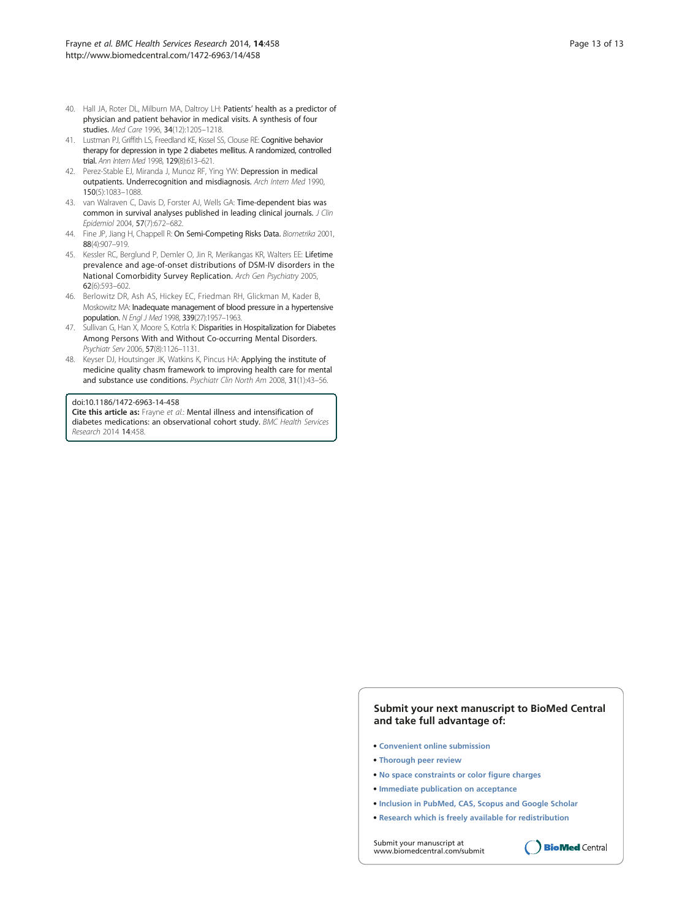40. Hall JA, Roter DL, Milburn MA, Daltroy LH: Patients' health as a predictor of physician and patient behavior in medical visits. A synthesis of four studies. *Med Care* 1996, **34**(12):1205–1218.
41. Lustman PJ, Griffith LS, Freedland KE, Kissel SS, Clouse RE: Cognitive behavior therapy for depression in type 2 diabetes mellitus. A randomized, controlled trial. *Ann Intern Med* 1998, **129**(8):613–621.
42. Perez-Stable EJ, Miranda J, Munoz RF, Ying YW: Depression in medical outpatients. Underrecognition and misdiagnosis. *Arch Intern Med* 1990, **150**(5):1083–1088.
43. van Walraven C, Davis D, Forster AJ, Wells GA: Time-dependent bias was common in survival analyses published in leading clinical journals. *J Clin Epidemiol* 2004, **57**(7):672–682.
44. Fine JP, Jiang H, Chappell R: On Semi-Competing Risks Data. *Biometrika* 2001, **88**(4):907–919.
45. Kessler RC, Berglund P, Demler O, Jin R, Merikangas KR, Walters EE: Lifetime prevalence and age-of-onset distributions of DSM-IV disorders in the National Comorbidity Survey Replication. *Arch Gen Psychiatry* 2005, **62**(6):593–602.
46. Berlowitz DR, Ash AS, Hickey EC, Friedman RH, Glickman M, Kader B, Moskowitz MA: Inadequate management of blood pressure in a hypertensive population. *N Engl J Med* 1998, **339**(27):1957–1963.
47. Sullivan G, Han X, Moore S, Kotrla K: Disparities in Hospitalization for Diabetes Among Persons With and Without Co-occurring Mental Disorders. *Psychiatr Serv* 2006, **57**(8):1126–1131.
48. Keyser DJ, Houtsinger JK, Watkins K, Pincus HA: Applying the institute of medicine quality chasm framework to improving health care for mental and substance use conditions. *Psychiatr Clin North Am* 2008, **31**(1):43–56.

doi:10.1186/1472-6963-14-458
**Cite this article as:** Frayne *et al.*: Mental illness and intensification of diabetes medications: an observational cohort study. *BMC Health Services Research* 2014 **14**:458.

**Submit your next manuscript to BioMed Central and take full advantage of:**

- **Convenient online submission**
- **Thorough peer review**
- **No space constraints or color figure charges**
- **Immediate publication on acceptance**
- **Inclusion in PubMed, CAS, Scopus and Google Scholar**
- **Research which is freely available for redistribution**

Submit your manuscript at
www.biomedcentral.com/submit

BioMed Central